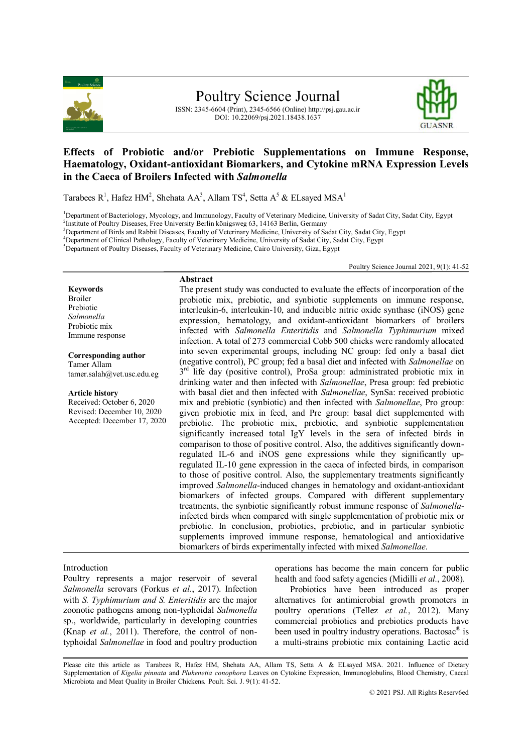Poultry Science Journal

ISSN: 2345-6604 (Print), 2345-6566 (Online) http://psj.gau.ac.ir
DOI: 10.22069/psj.2021.18438.1637

# Effects of Probiotic and/or Prebiotic Supplementations on Immune Response, Haematology, Oxidant-antioxidant Biomarkers, and Cytokine mRNA Expression Levels in the Caeca of Broilers Infected with *Salmonella*

Tarabees R[1], Hafez HM[2], Shehata AA[3], Allam TS[4], Setta A[5] & ELsayed MSA[1]

[1]Department of Bacteriology, Mycology, and Immunology, Faculty of Veterinary Medicine, University of Sadat City, Sadat City, Egypt
[2]Institute of Poultry Diseases, Free University Berlin königsweg 63, 14163 Berlin, Germany
[3]Department of Birds and Rabbit Diseases, Faculty of Veterinary Medicine, University of Sadat City, Sadat City, Egypt
[4]Department of Clinical Pathology, Faculty of Veterinary Medicine, University of Sadat City, Sadat City, Egypt
[5]Department of Poultry Diseases, Faculty of Veterinary Medicine, Cairo University, Giza, Egypt

Poultry Science Journal 2021, 9(1): 41-52

**Keywords**
Broiler
Prebiotic
*Salmonella*
Probiotic mix
Immune response

**Corresponding author**
Tamer Allam
tamer.salah@vet.usc.edu.eg

**Article history**
Received: October 6, 2020
Revised: December 10, 2020
Accepted: December 17, 2020

## Abstract

The present study was conducted to evaluate the effects of incorporation of the probiotic mix, prebiotic, and synbiotic supplements on immune response, interleukin-6, interleukin-10, and inducible nitric oxide synthase (iNOS) gene expression, hematology, and oxidant-antioxidant biomarkers of broilers infected with *Salmonella Enteritidis* and *Salmonella Typhimurium* mixed infection. A total of 273 commercial Cobb 500 chicks were randomly allocated into seven experimental groups, including NC group: fed only a basal diet (negative control), PC group; fed a basal diet and infected with *Salmonellae* on 3rd life day (positive control), ProSa group: administrated probiotic mix in drinking water and then infected with *Salmonellae*, Presa group: fed prebiotic with basal diet and then infected with *Salmonellae*, SynSa: received probiotic mix and prebiotic (synbiotic) and then infected with *Salmonellae*, Pro group: given probiotic mix in feed, and Pre group: basal diet supplemented with prebiotic. The probiotic mix, prebiotic, and synbiotic supplementation significantly increased total IgY levels in the sera of infected birds in comparison to those of positive control. Also, the additives significantly down-regulated IL-6 and iNOS gene expressions while they significantly up-regulated IL-10 gene expression in the caeca of infected birds, in comparison to those of positive control. Also, the supplementary treatments significantly improved *Salmonella*-induced changes in hematology and oxidant-antioxidant biomarkers of infected groups. Compared with different supplementary treatments, the synbiotic significantly robust immune response of *Salmonella*-infected birds when compared with single supplementation of probiotic mix or prebiotic. In conclusion, probiotics, prebiotic, and in particular synbiotic supplements improved immune response, hematological and antioxidative biomarkers of birds experimentally infected with mixed *Salmonellae*.

## Introduction

Poultry represents a major reservoir of several *Salmonella* serovars (Forkus *et al.*, 2017). Infection with *S. Typhimurium and S. Enteritidis* are the major zoonotic pathogens among non-typhoidal *Salmonella* sp., worldwide, particularly in developing countries (Knap *et al.*, 2011). Therefore, the control of non-typhoidal *Salmonellae* in food and poultry production operations has become the main concern for public health and food safety agencies (Midilli *et al.*, 2008).

Probiotics have been introduced as proper alternatives for antimicrobial growth promoters in poultry operations (Tellez *et al.*, 2012). Many commercial probiotics and prebiotics products have been used in poultry industry operations. Bactosac® is a multi-strains probiotic mix containing Lactic acid

Please cite this article as Tarabees R, Hafez HM, Shehata AA, Allam TS, Setta A & ELsayed MSA. 2021. Influence of Dietary Supplementation of *Kigelia pinnata* and *Plukenetia conophora* Leaves on Cytokine Expression, Immunoglobulins, Blood Chemistry, Caecal Microbiota and Meat Quality in Broiler Chickens. Poult. Sci. J. 9(1): 41-52.

© 2021 PSJ. All Rights Reserv6ed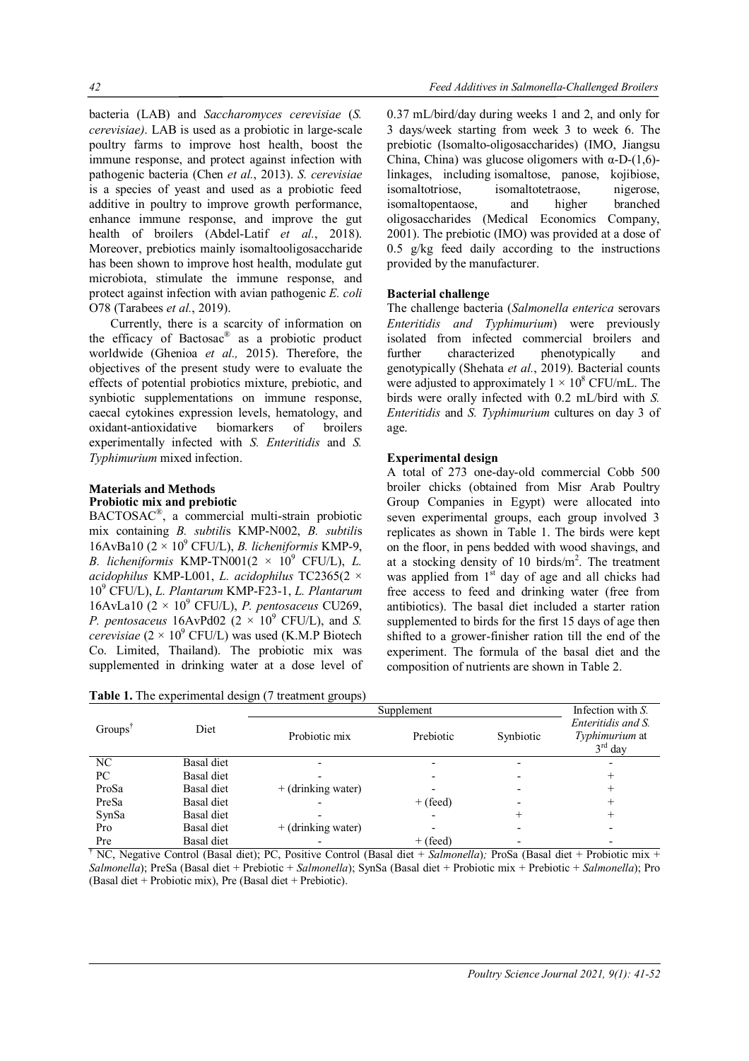bacteria (LAB) and *Saccharomyces cerevisiae* (*S. cerevisiae)*. LAB is used as a probiotic in large-scale poultry farms to improve host health, boost the immune response, and protect against infection with pathogenic bacteria (Chen *et al.*, 2013). *S. cerevisiae* is a species of yeast and used as a probiotic feed additive in poultry to improve growth performance, enhance immune response, and improve the gut health of broilers (Abdel-Latif *et al.*, 2018). Moreover, prebiotics mainly isomaltooligosaccharide has been shown to improve host health, modulate gut microbiota, stimulate the immune response, and protect against infection with avian pathogenic *E. coli* O78 (Tarabees *et al.*, 2019).

Currently, there is a scarcity of information on the efficacy of Bactosac® as a probiotic product worldwide (Ghenioa *et al.,* 2015). Therefore, the objectives of the present study were to evaluate the effects of potential probiotics mixture, prebiotic, and synbiotic supplementations on immune response, caecal cytokines expression levels, hematology, and oxidant-antioxidative biomarkers of broilers experimentally infected with *S. Enteritidis* and *S. Typhimurium* mixed infection.

## Materials and Methods

### Probiotic mix and prebiotic

BACTOSAC®, a commercial multi-strain probiotic mix containing *B. subtilis* KMP-N002, *B. subtilis* 16AvBa10 ($2 \times 10^9$ CFU/L), *B. licheniformis* KMP-9, *B. licheniformis* KMP-TN001($2 \times 10^9$ CFU/L), *L. acidophilus* KMP-L001, *L. acidophilus* TC2365($2 \times 10^9$ CFU/L), *L. Plantarum* KMP-F23-1, *L. Plantarum* 16AvLa10 ($2 \times 10^9$ CFU/L), *P. pentosaceus* CU269, *P. pentosaceus* 16AvPd02 ($2 \times 10^9$ CFU/L), and *S. cerevisiae* ($2 \times 10^9$ CFU/L) was used (K.M.P Biotech Co. Limited, Thailand). The probiotic mix was supplemented in drinking water at a dose level of 0.37 mL/bird/day during weeks 1 and 2, and only for 3 days/week starting from week 3 to week 6. The prebiotic (Isomalto-oligosaccharides) (IMO, Jiangsu China, China) was glucose oligomers with α-D-(1,6)-linkages, including isomaltose, panose, kojibiose, isomaltotriose, isomaltotetraose, nigerose, isomaltopentaose, and higher branched oligosaccharides (Medical Economics Company, 2001). The prebiotic (IMO) was provided at a dose of 0.5 g/kg feed daily according to the instructions provided by the manufacturer.

### Bacterial challenge

The challenge bacteria (*Salmonella enterica* serovars *Enteritidis and Typhimurium*) were previously isolated from infected commercial broilers and further characterized phenotypically and genotypically (Shehata *et al.*, 2019). Bacterial counts were adjusted to approximately $1 \times 10^8$ CFU/mL. The birds were orally infected with 0.2 mL/bird with *S. Enteritidis* and *S. Typhimurium* cultures on day 3 of age.

### Experimental design

A total of 273 one-day-old commercial Cobb 500 broiler chicks (obtained from Misr Arab Poultry Group Companies in Egypt) were allocated into seven experimental groups, each group involved 3 replicates as shown in Table 1. The birds were kept on the floor, in pens bedded with wood shavings, and at a stocking density of 10 birds/m$^2$. The treatment was applied from 1st day of age and all chicks had free access to feed and drinking water (free from antibiotics). The basal diet included a starter ration supplemented to birds for the first 15 days of age then shifted to a grower-finisher ration till the end of the experiment. The formula of the basal diet and the composition of nutrients are shown in Table 2.

**Table 1.** The experimental design (7 treatment groups)

| Groups† | Diet | Supplement | | | Infection with *S. Enteritidis and S. Typhimurium* at 3rd day |
|---|---|---|---|---|---|
| | | Probiotic mix | Prebiotic | Synbiotic | |
| NC | Basal diet | - | - | - | - |
| PC | Basal diet | - | - | - | + |
| ProSa | Basal diet | + (drinking water) | - | - | + |
| PreSa | Basal diet | - | + (feed) | - | + |
| SynSa | Basal diet | - | - | + | + |
| Pro | Basal diet | + (drinking water) | - | - | - |
| Pre | Basal diet | - | + (feed) | - | - |

† NC, Negative Control (Basal diet); PC, Positive Control (Basal diet + *Salmonella*)*;* ProSa (Basal diet + Probiotic mix + *Salmonella*); PreSa (Basal diet + Prebiotic + *Salmonella*); SynSa (Basal diet + Probiotic mix + Prebiotic + *Salmonella*); Pro (Basal diet + Probiotic mix), Pre (Basal diet + Prebiotic).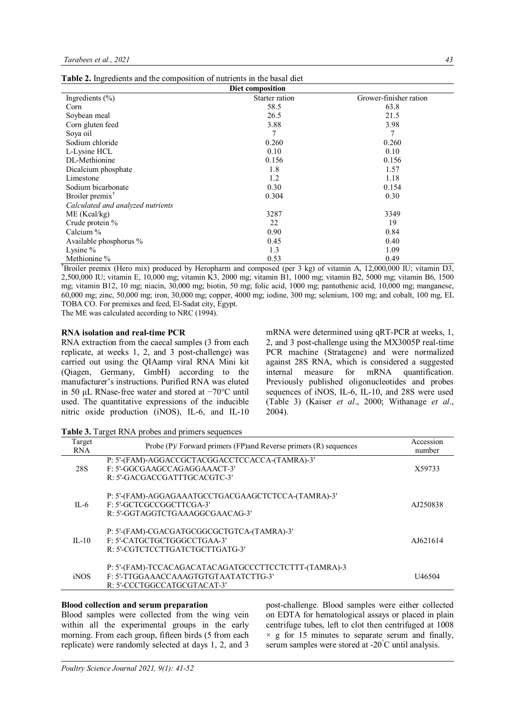**Table 2.** Ingredients and the composition of nutrients in the basal diet

| Diet composition | | |
|---|---|---|
| Ingredients (%) | Starter ration | Grower-finisher ration |
| Corn | 58.5 | 63.8 |
| Soybean meal | 26.5 | 21.5 |
| Corn gluten feed | 3.88 | 3.98 |
| Soya oil | 7 | 7 |
| Sodium chloride | 0.260 | 0.260 |
| L-Lysine HCL | 0.10 | 0.10 |
| DL-Methionine | 0.156 | 0.156 |
| Dicalcium phosphate | 1.8 | 1.57 |
| Limestone | 1.2 | 1.18 |
| Sodium bicarbonate | 0.30 | 0.154 |
| Broiler premix[†] | 0.304 | 0.30 |
| *Calculated and analyzed nutrients* | | |
| ME (Kcal/kg) | 3287 | 3349 |
| Crude protein % | 22 | 19 |
| Calcium % | 0.90 | 0.84 |
| Available phosphorus % | 0.45 | 0.40 |
| Lysine % | 1.3 | 1.09 |
| Methionine % | 0.53 | 0.49 |

[†]Broiler premix (Hero mix) produced by Heropharm and composed (per 3 kg) of vitamin A, 12,000,000 IU; vitamin D3, 2,500,000 IU; vitamin E, 10,000 mg; vitamin K3, 2000 mg; vitamin B1, 1000 mg; vitamin B2, 5000 mg; vitamin B6, 1500 mg; vitamin B12, 10 mg; niacin, 30,000 mg; biotin, 50 mg; folic acid, 1000 mg; pantothenic acid, 10,000 mg; manganese, 60,000 mg; zinc, 50,000 mg; iron, 30,000 mg; copper, 4000 mg; iodine, 300 mg; selenium, 100 mg; and cobalt, 100 mg, EL TOBA CO. For premixes and feed, El-Sadat city, Egypt.
The ME was calculated according to NRC (1994).

### RNA isolation and real-time PCR

RNA extraction from the caecal samples (3 from each replicate, at weeks 1, 2, and 3 post-challenge) was carried out using the QIAamp viral RNA Mini kit (Qiagen, Germany, GmbH) according to the manufacturer's instructions. Purified RNA was eluted in 50 µL RNase-free water and stored at −70°C until used. The quantitative expressions of the inducible nitric oxide production (iNOS), IL-6, and IL-10 mRNA were determined using qRT-PCR at weeks, 1, 2, and 3 post-challenge using the MX3005P real-time PCR machine (Stratagene) and were normalized against 28S RNA, which is considered a suggested internal measure for mRNA quantification. Previously published oligonucleotides and probes sequences of iNOS, IL-6, IL-10, and 28S were used (Table 3) (Kaiser *et al*., 2000; Withanage *et al*., 2004).

**Table 3.** Target RNA probes and primers sequences

| Target RNA | Probe (P)/ Forward primers (FP)and Reverse primers (R) sequences | Accession number |
|---|---|---|
| 28S | P: 5'-(FAM)-AGGACCGCTACGGACCTCCACCA-(TAMRA)-3'<br>F: 5'-GGCGAAGCCAGAGGAAACT-3'<br>R: 5'-GACGACCGATTTGCACGTC-3' | X59733 |
| IL-6 | P: 5'-(FAM)-AGGAGAAATGCCTGACGAAGCTCTCCA-(TAMRA)-3'<br>F: 5'-GCTCGCCGGCTTCGA-3'<br>R: 5'-GGTAGGTCTGAAAGGCGAACAG-3' | AJ250838 |
| IL-10 | P: 5'-(FAM)-CGACGATGCGGCGCTGTCA-(TAMRA)-3'<br>F: 5'-CATGCTGCTGGGCCTGAA-3'<br>R: 5'-CGTCTCCTTGATCTGCTTGATG-3' | AJ621614 |
| iNOS | P: 5'-(FAM)-TCCACAGACATACAGATGCCCTTCCTCTTT-(TAMRA)-3<br>F: 5'-TTGGAAACCAAAGTGTGTAATATCTTG-3'<br>R: 5'-CCCTGGCCATGCGTACAT-3' | U46504 |

### Blood collection and serum preparation

Blood samples were collected from the wing vein within all the experimental groups in the early morning. From each group, fifteen birds (5 from each replicate) were randomly selected at days 1, 2, and 3 post-challenge. Blood samples were either collected on EDTA for hematological assays or placed in plain centrifuge tubes, left to clot then centrifuged at 1008 × g for 15 minutes to separate serum and finally, serum samples were stored at -20°C until analysis.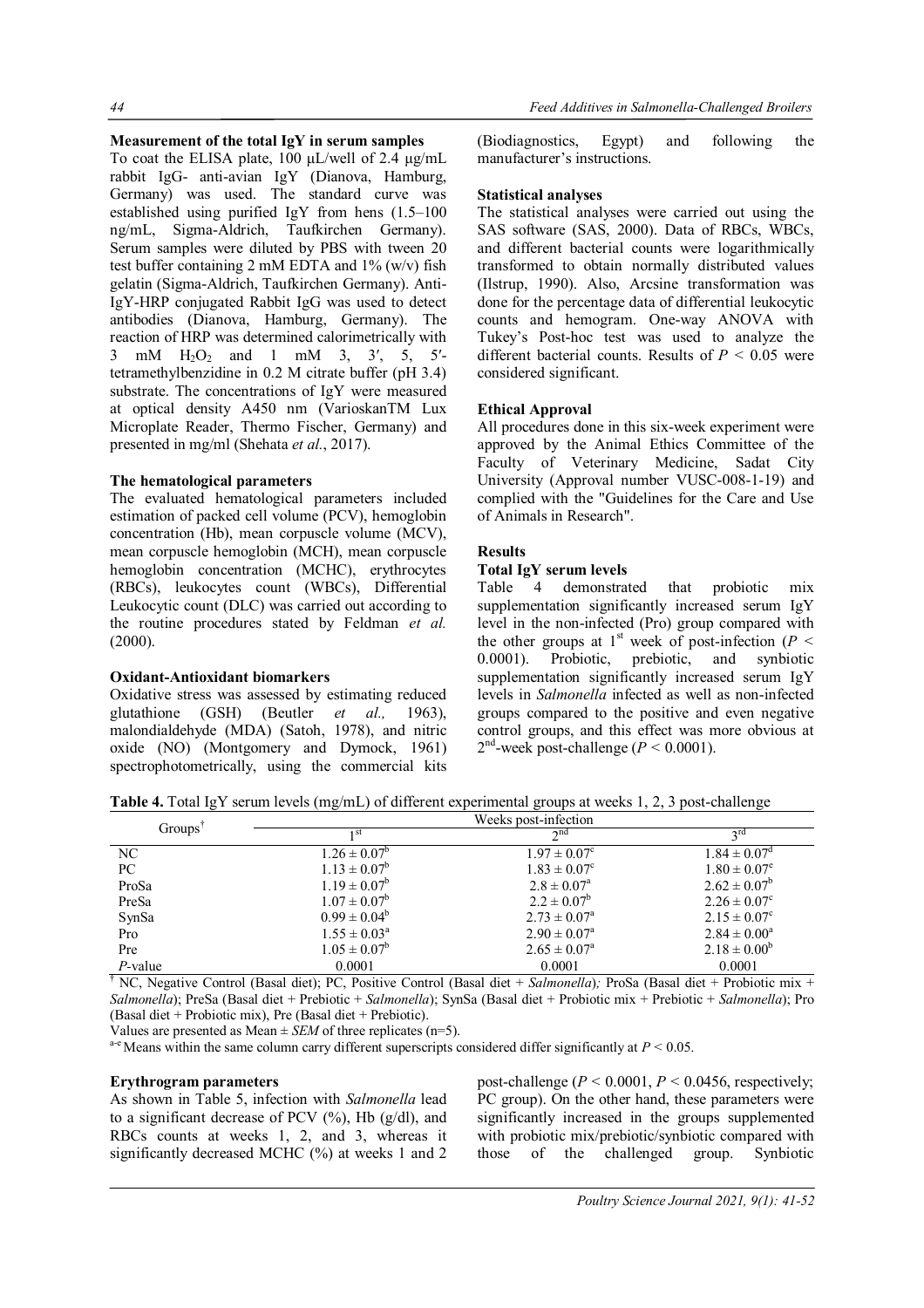### Measurement of the total IgY in serum samples

To coat the ELISA plate, 100 µL/well of 2.4 µg/mL rabbit IgG- anti-avian IgY (Dianova, Hamburg, Germany) was used. The standard curve was established using purified IgY from hens (1.5–100 ng/mL, Sigma-Aldrich, Taufkirchen Germany). Serum samples were diluted by PBS with tween 20 test buffer containing 2 mM EDTA and 1% (w/v) fish gelatin (Sigma-Aldrich, Taufkirchen Germany). Anti-IgY-HRP conjugated Rabbit IgG was used to detect antibodies (Dianova, Hamburg, Germany). The reaction of HRP was determined calorimetrically with 3 mM $H_2O_2$ and 1 mM 3, 3′, 5, 5′-tetramethylbenzidine in 0.2 M citrate buffer (pH 3.4) substrate. The concentrations of IgY were measured at optical density A450 nm (VarioskanTM Lux Microplate Reader, Thermo Fischer, Germany) and presented in mg/ml (Shehata *et al.*, 2017).

### The hematological parameters

The evaluated hematological parameters included estimation of packed cell volume (PCV), hemoglobin concentration (Hb), mean corpuscle volume (MCV), mean corpuscle hemoglobin (MCH), mean corpuscle hemoglobin concentration (MCHC), erythrocytes (RBCs), leukocytes count (WBCs), Differential Leukocytic count (DLC) was carried out according to the routine procedures stated by Feldman *et al.* (2000).

### Oxidant-Antioxidant biomarkers

Oxidative stress was assessed by estimating reduced glutathione (GSH) (Beutler *et al.,* 1963), malondialdehyde (MDA) (Satoh, 1978), and nitric oxide (NO) (Montgomery and Dymock, 1961) spectrophotometrically, using the commercial kits (Biodiagnostics, Egypt) and following the manufacturer's instructions.

### Statistical analyses

The statistical analyses were carried out using the SAS software (SAS, 2000). Data of RBCs, WBCs, and different bacterial counts were logarithmically transformed to obtain normally distributed values (Ilstrup, 1990). Also, Arcsine transformation was done for the percentage data of differential leukocytic counts and hemogram. One-way ANOVA with Tukey's Post-hoc test was used to analyze the different bacterial counts. Results of $P < 0.05$ were considered significant.

### Ethical Approval

All procedures done in this six-week experiment were approved by the Animal Ethics Committee of the Faculty of Veterinary Medicine, Sadat City University (Approval number VUSC-008-1-19) and complied with the "Guidelines for the Care and Use of Animals in Research".

## Results

### Total IgY serum levels

Table 4 demonstrated that probiotic mix supplementation significantly increased serum IgY level in the non-infected (Pro) group compared with the other groups at 1st week of post-infection ($P < 0.0001$). Probiotic, prebiotic, and synbiotic supplementation significantly increased serum IgY levels in *Salmonella* infected as well as non-infected groups compared to the positive and even negative control groups, and this effect was more obvious at 2nd-week post-challenge ($P < 0.0001$).

**Table 4.** Total IgY serum levels (mg/mL) of different experimental groups at weeks 1, 2, 3 post-challenge

| Groups† | Weeks post-infection | | |
|---|---|---|---|
| | 1st | 2nd | 3rd |
| NC | $1.26 \pm 0.07^b$ | $1.97 \pm 0.07^c$ | $1.84 \pm 0.07^d$ |
| PC | $1.13 \pm 0.07^b$ | $1.83 \pm 0.07^c$ | $1.80 \pm 0.07^e$ |
| ProSa | $1.19 \pm 0.07^b$ | $2.8 \pm 0.07^a$ | $2.62 \pm 0.07^b$ |
| PreSa | $1.07 \pm 0.07^b$ | $2.2 \pm 0.07^b$ | $2.26 \pm 0.07^c$ |
| SynSa | $0.99 \pm 0.04^b$ | $2.73 \pm 0.07^a$ | $2.15 \pm 0.07^c$ |
| Pro | $1.55 \pm 0.03^a$ | $2.90 \pm 0.07^a$ | $2.84 \pm 0.00^a$ |
| Pre | $1.05 \pm 0.07^b$ | $2.65 \pm 0.07^a$ | $2.18 \pm 0.00^b$ |
| *P*-value | 0.0001 | 0.0001 | 0.0001 |

† NC, Negative Control (Basal diet); PC, Positive Control (Basal diet + *Salmonella*); ProSa (Basal diet + Probiotic mix + *Salmonella*); PreSa (Basal diet + Prebiotic + *Salmonella*); SynSa (Basal diet + Probiotic mix + Prebiotic + *Salmonella*); Pro (Basal diet + Probiotic mix), Pre (Basal diet + Prebiotic).

Values are presented as Mean ± *SEM* of three replicates (n=5).

a-e Means within the same column carry different superscripts considered differ significantly at $P < 0.05$.

### Erythrogram parameters

As shown in Table 5, infection with *Salmonella* lead to a significant decrease of PCV (%), Hb (g/dl), and RBCs counts at weeks 1, 2, and 3, whereas it significantly decreased MCHC (%) at weeks 1 and 2 post-challenge ($P < 0.0001$, $P < 0.0456$, respectively; PC group). On the other hand, these parameters were significantly increased in the groups supplemented with probiotic mix/prebiotic/synbiotic compared with those of the challenged group. Synbiotic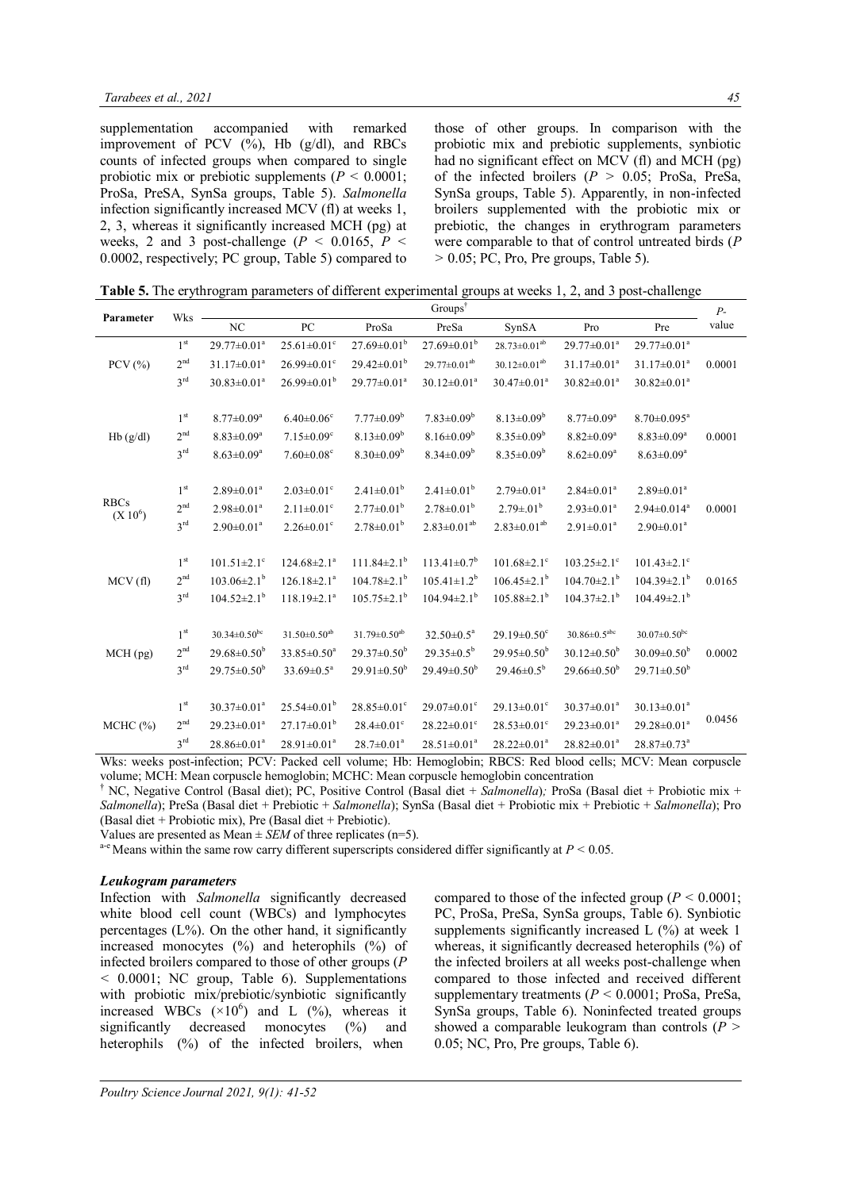supplementation accompanied with remarked improvement of PCV (%), Hb (g/dl), and RBCs counts of infected groups when compared to single probiotic mix or prebiotic supplements ($P < 0.0001$; ProSa, PreSA, SynSa groups, Table 5). *Salmonella* infection significantly increased MCV (fl) at weeks 1, 2, 3, whereas it significantly increased MCH (pg) at weeks, 2 and 3 post-challenge ($P < 0.0165$, $P < 0.0002$, respectively; PC group, Table 5) compared to those of other groups. In comparison with the probiotic mix and prebiotic supplements, synbiotic had no significant effect on MCV (fl) and MCH (pg) of the infected broilers ($P > 0.05$; ProSa, PreSa, SynSa groups, Table 5). Apparently, in non-infected broilers supplemented with the probiotic mix or prebiotic, the changes in erythrogram parameters were comparable to that of control untreated birds ($P > 0.05$; PC, Pro, Pre groups, Table 5).

**Table 5.** The erythrogram parameters of different experimental groups at weeks 1, 2, and 3 post-challenge

| Parameter | Wks | Groups† | | | | | | | P-value |
|---|---|---|---|---|---|---|---|---|---|
| | | NC | PC | ProSa | PreSa | SynSA | Pro | Pre | |
| PCV (%) | 1st | 29.77±0.01[a] | 25.61±0.01[c] | 27.69±0.01[b] | 27.69±0.01[b] | 28.73±0.01[ab] | 29.77±0.01[a] | 29.77±0.01[a] | 0.0001 |
| | 2nd | 31.17±0.01[a] | 26.99±0.01[c] | 29.42±0.01[b] | 29.77±0.01[ab] | 30.12±0.01[ab] | 31.17±0.01[a] | 31.17±0.01[a] | |
| | 3rd | 30.83±0.01[a] | 26.99±0.01[b] | 29.77±0.01[a] | 30.12±0.01[a] | 30.47±0.01[a] | 30.82±0.01[a] | 30.82±0.01[a] | |
| Hb (g/dl) | 1st | 8.77±0.09[a] | 6.40±0.06[c] | 7.77±0.09[b] | 7.83±0.09[b] | 8.13±0.09[b] | 8.77±0.09[a] | 8.70±0.095[a] | 0.0001 |
| | 2nd | 8.83±0.09[a] | 7.15±0.09[c] | 8.13±0.09[b] | 8.16±0.09[b] | 8.35±0.09[b] | 8.82±0.09[a] | 8.83±0.09[a] | |
| | 3rd | 8.63±0.09[a] | 7.60±0.08[c] | 8.30±0.09[b] | 8.34±0.09[b] | 8.35±0.09[b] | 8.62±0.09[a] | 8.63±0.09[a] | |
| RBCs ($X\ 10^6$) | 1st | 2.89±0.01[a] | 2.03±0.01[c] | 2.41±0.01[b] | 2.41±0.01[b] | 2.79±0.01[a] | 2.84±0.01[a] | 2.89±0.01[a] | 0.0001 |
| | 2nd | 2.98±0.01[a] | 2.11±0.01[c] | 2.77±0.01[b] | 2.78±0.01[b] | 2.79±.01[b] | 2.93±0.01[a] | 2.94±0.014[a] | |
| | 3rd | 2.90±0.01[a] | 2.26±0.01[c] | 2.78±0.01[b] | 2.83±0.01[ab] | 2.83±0.01[ab] | 2.91±0.01[a] | 2.90±0.01[a] | |
| MCV (fl) | 1st | 101.51±2.1[c] | 124.68±2.1[a] | 111.84±2.1[b] | 113.41±0.7[b] | 101.68±2.1[c] | 103.25±2.1[c] | 101.43±2.1[c] | 0.0165 |
| | 2nd | 103.06±2.1[b] | 126.18±2.1[a] | 104.78±2.1[b] | 105.41±1.2[b] | 106.45±2.1[b] | 104.70±2.1[b] | 104.39±2.1[b] | |
| | 3rd | 104.52±2.1[b] | 118.19±2.1[a] | 105.75±2.1[b] | 104.94±2.1[b] | 105.88±2.1[b] | 104.37±2.1[b] | 104.49±2.1[b] | |
| MCH (pg) | 1st | 30.34±0.50[bc] | 31.50±0.50[ab] | 31.79±0.50[ab] | 32.50±0.5[a] | 29.19±0.50[c] | 30.86±0.5[abc] | 30.07±0.50[bc] | 0.0002 |
| | 2nd | 29.68±0.50[b] | 33.85±0.50[a] | 29.37±0.50[b] | 29.35±0.5[b] | 29.95±0.50[b] | 30.12±0.50[b] | 30.09±0.50[b] | |
| | 3rd | 29.75±0.50[b] | 33.69±0.5[a] | 29.91±0.50[b] | 29.49±0.50[b] | 29.46±0.5[b] | 29.66±0.50[b] | 29.71±0.50[b] | |
| MCHC (%) | 1st | 30.37±0.01[a] | 25.54±0.01[b] | 28.85±0.01[c] | 29.07±0.01[c] | 29.13±0.01[c] | 30.37±0.01[a] | 30.13±0.01[a] | 0.0456 |
| | 2nd | 29.23±0.01[a] | 27.17±0.01[b] | 28.4±0.01[c] | 28.22±0.01[c] | 28.53±0.01[c] | 29.23±0.01[a] | 29.28±0.01[a] | |
| | 3rd | 28.86±0.01[a] | 28.91±0.01[a] | 28.7±0.01[a] | 28.51±0.01[a] | 28.22±0.01[a] | 28.82±0.01[a] | 28.87±0.73[a] | |

Wks: weeks post-infection; PCV: Packed cell volume; Hb: Hemoglobin; RBCS: Red blood cells; MCV: Mean corpuscle volume; MCH: Mean corpuscle hemoglobin; MCHC: Mean corpuscle hemoglobin concentration

† NC, Negative Control (Basal diet); PC, Positive Control (Basal diet + *Salmonella*); ProSa (Basal diet + Probiotic mix + *Salmonella*); PreSa (Basal diet + Prebiotic + *Salmonella*); SynSa (Basal diet + Probiotic mix + Prebiotic + *Salmonella*); Pro (Basal diet + Probiotic mix), Pre (Basal diet + Prebiotic).

Values are presented as Mean ± *SEM* of three replicates (n=5).

a-e Means within the same row carry different superscripts considered differ significantly at $P < 0.05$.

### *Leukogram parameters*

Infection with *Salmonella* significantly decreased white blood cell count (WBCs) and lymphocytes percentages (L%). On the other hand, it significantly increased monocytes (%) and heterophils (%) of infected broilers compared to those of other groups ($P < 0.0001$; NC group, Table 6). Supplementations with probiotic mix/prebiotic/synbiotic significantly increased WBCs ($\times 10^6$) and L (%), whereas it significantly decreased monocytes (%) and heterophils (%) of the infected broilers, when compared to those of the infected group ($P < 0.0001$; PC, ProSa, PreSa, SynSa groups, Table 6). Synbiotic supplements significantly increased L (%) at week 1 whereas, it significantly decreased heterophils (%) of the infected broilers at all weeks post-challenge when compared to those infected and received different supplementary treatments ($P < 0.0001$; ProSa, PreSa, SynSa groups, Table 6). Noninfected treated groups showed a comparable leukogram than controls ($P > 0.05$; NC, Pro, Pre groups, Table 6).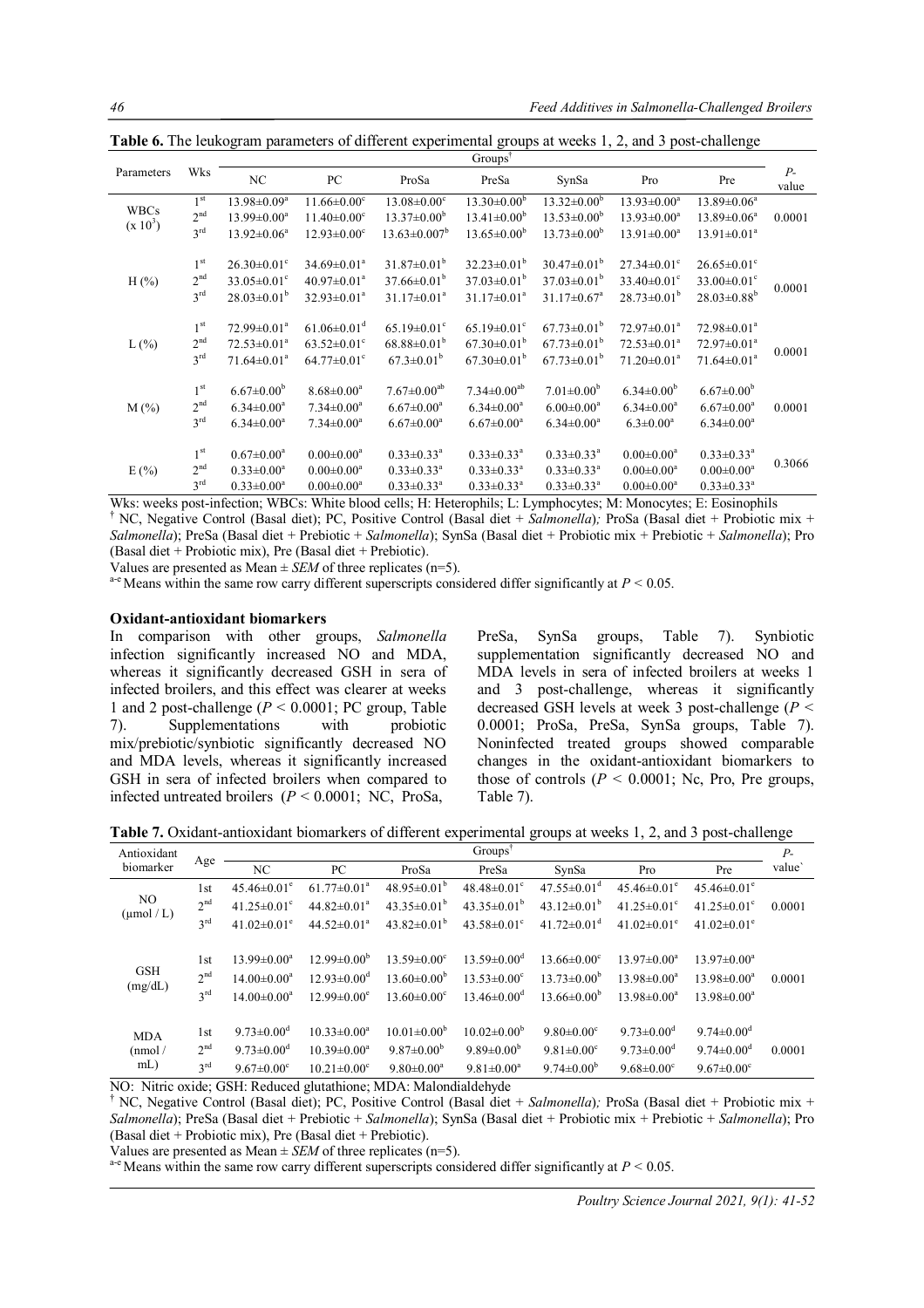**Table 6.** The leukogram parameters of different experimental groups at weeks 1, 2, and 3 post-challenge

| Parameters | Wks | Groups[†] | | | | | | | $P$-value |
|---|---|---|---|---|---|---|---|---|---|
| | | NC | PC | ProSa | PreSa | SynSa | Pro | Pre | |
| WBCs ($\times 10^3$) | 1[st] | $13.98 \pm 0.09^{a}$ | $11.66 \pm 0.00^{c}$ | $13.08 \pm 0.00^{c}$ | $13.30 \pm 0.00^{b}$ | $13.32 \pm 0.00^{b}$ | $13.93 \pm 0.00^{a}$ | $13.89 \pm 0.06^{a}$ | 0.0001 |
| | 2[nd] | $13.99 \pm 0.00^{a}$ | $11.40 \pm 0.00^{c}$ | $13.37 \pm 0.00^{b}$ | $13.41 \pm 0.00^{b}$ | $13.53 \pm 0.00^{b}$ | $13.93 \pm 0.00^{a}$ | $13.89 \pm 0.06^{a}$ | |
| | 3[rd] | $13.92 \pm 0.06^{a}$ | $12.93 \pm 0.00^{c}$ | $13.63 \pm 0.007^{b}$ | $13.65 \pm 0.00^{b}$ | $13.73 \pm 0.00^{b}$ | $13.91 \pm 0.00^{a}$ | $13.91 \pm 0.01^{a}$ | |
| H (%) | 1[st] | $26.30 \pm 0.01^{c}$ | $34.69 \pm 0.01^{a}$ | $31.87 \pm 0.01^{b}$ | $32.23 \pm 0.01^{b}$ | $30.47 \pm 0.01^{b}$ | $27.34 \pm 0.01^{c}$ | $26.65 \pm 0.01^{c}$ | 0.0001 |
| | 2[nd] | $33.05 \pm 0.01^{c}$ | $40.97 \pm 0.01^{a}$ | $37.66 \pm 0.01^{b}$ | $37.03 \pm 0.01^{b}$ | $37.03 \pm 0.01^{b}$ | $33.40 \pm 0.01^{c}$ | $33.00 \pm 0.01^{c}$ | |
| | 3[rd] | $28.03 \pm 0.01^{b}$ | $32.93 \pm 0.01^{a}$ | $31.17 \pm 0.01^{a}$ | $31.17 \pm 0.01^{a}$ | $31.17 \pm 0.67^{a}$ | $28.73 \pm 0.01^{b}$ | $28.03 \pm 0.88^{b}$ | |
| L (%) | 1[st] | $72.99 \pm 0.01^{a}$ | $61.06 \pm 0.01^{d}$ | $65.19 \pm 0.01^{c}$ | $65.19 \pm 0.01^{c}$ | $67.73 \pm 0.01^{b}$ | $72.97 \pm 0.01^{a}$ | $72.98 \pm 0.01^{a}$ | 0.0001 |
| | 2[nd] | $72.53 \pm 0.01^{a}$ | $63.52 \pm 0.01^{c}$ | $68.88 \pm 0.01^{b}$ | $67.30 \pm 0.01^{b}$ | $67.73 \pm 0.01^{b}$ | $72.53 \pm 0.01^{a}$ | $72.97 \pm 0.01^{a}$ | |
| | 3[rd] | $71.64 \pm 0.01^{a}$ | $64.77 \pm 0.01^{c}$ | $67.3 \pm 0.01^{b}$ | $67.30 \pm 0.01^{b}$ | $67.73 \pm 0.01^{b}$ | $71.20 \pm 0.01^{a}$ | $71.64 \pm 0.01^{a}$ | |
| M (%) | 1[st] | $6.67 \pm 0.00^{b}$ | $8.68 \pm 0.00^{a}$ | $7.67 \pm 0.00^{ab}$ | $7.34 \pm 0.00^{ab}$ | $7.01 \pm 0.00^{b}$ | $6.34 \pm 0.00^{b}$ | $6.67 \pm 0.00^{b}$ | 0.0001 |
| | 2[nd] | $6.34 \pm 0.00^{a}$ | $7.34 \pm 0.00^{a}$ | $6.67 \pm 0.00^{a}$ | $6.34 \pm 0.00^{a}$ | $6.00 \pm 0.00^{a}$ | $6.34 \pm 0.00^{a}$ | $6.67 \pm 0.00^{a}$ | |
| | 3[rd] | $6.34 \pm 0.00^{a}$ | $7.34 \pm 0.00^{a}$ | $6.67 \pm 0.00^{a}$ | $6.67 \pm 0.00^{a}$ | $6.34 \pm 0.00^{a}$ | $6.3 \pm 0.00^{a}$ | $6.34 \pm 0.00^{a}$ | |
| E (%) | 1[st] | $0.67 \pm 0.00^{a}$ | $0.00 \pm 0.00^{a}$ | $0.33 \pm 0.33^{a}$ | $0.33 \pm 0.33^{a}$ | $0.33 \pm 0.33^{a}$ | $0.00 \pm 0.00^{a}$ | $0.33 \pm 0.33^{a}$ | 0.3066 |
| | 2[nd] | $0.33 \pm 0.00^{a}$ | $0.00 \pm 0.00^{a}$ | $0.33 \pm 0.33^{a}$ | $0.33 \pm 0.33^{a}$ | $0.33 \pm 0.33^{a}$ | $0.00 \pm 0.00^{a}$ | $0.00 \pm 0.00^{a}$ | |
| | 3[rd] | $0.33 \pm 0.00^{a}$ | $0.00 \pm 0.00^{a}$ | $0.33 \pm 0.33^{a}$ | $0.33 \pm 0.33^{a}$ | $0.33 \pm 0.33^{a}$ | $0.00 \pm 0.00^{a}$ | $0.33 \pm 0.33^{a}$ | |

Wks: weeks post-infection; WBCs: White blood cells; H: Heterophils; L: Lymphocytes; M: Monocytes; E: Eosinophils

[†] NC, Negative Control (Basal diet); PC, Positive Control (Basal diet + *Salmonella*); ProSa (Basal diet + Probiotic mix + *Salmonella*); PreSa (Basal diet + Prebiotic + *Salmonella*); SynSa (Basal diet + Probiotic mix + Prebiotic + *Salmonella*); Pro (Basal diet + Probiotic mix), Pre (Basal diet + Prebiotic).

Values are presented as Mean ± *SEM* of three replicates (n=5).

[a-e] Means within the same row carry different superscripts considered differ significantly at $P < 0.05$.

### Oxidant-antioxidant biomarkers

In comparison with other groups, *Salmonella* infection significantly increased NO and MDA, whereas it significantly decreased GSH in sera of infected broilers, and this effect was clearer at weeks 1 and 2 post-challenge ($P < 0.0001$; PC group, Table 7). Supplementations with probiotic mix/prebiotic/synbiotic significantly decreased NO and MDA levels, whereas it significantly increased GSH in sera of infected broilers when compared to infected untreated broilers ($P < 0.0001$; NC, ProSa, PreSa, SynSa groups, Table 7). Synbiotic supplementation significantly decreased NO and MDA levels in sera of infected broilers at weeks 1 and 3 post-challenge, whereas it significantly decreased GSH levels at week 3 post-challenge ($P < 0.0001$; ProSa, PreSa, SynSa groups, Table 7). Noninfected treated groups showed comparable changes in the oxidant-antioxidant biomarkers to those of controls ($P < 0.0001$; Nc, Pro, Pre groups, Table 7).

**Table 7.** Oxidant-antioxidant biomarkers of different experimental groups at weeks 1, 2, and 3 post-challenge

| Antioxidant biomarker | Age | Groups[†] | | | | | | | $P$-value` |
|---|---|---|---|---|---|---|---|---|---|
| | | NC | PC | ProSa | PreSa | SynSa | Pro | Pre | |
| NO (μmol / L) | 1st | $45.46 \pm 0.01^{c}$ | $61.77 \pm 0.01^{a}$ | $48.95 \pm 0.01^{b}$ | $48.48 \pm 0.01^{c}$ | $47.55 \pm 0.01^{d}$ | $45.46 \pm 0.01^{e}$ | $45.46 \pm 0.01^{e}$ | 0.0001 |
| | 2[nd] | $41.25 \pm 0.01^{c}$ | $44.82 \pm 0.01^{a}$ | $43.35 \pm 0.01^{b}$ | $43.35 \pm 0.01^{b}$ | $43.12 \pm 0.01^{b}$ | $41.25 \pm 0.01^{c}$ | $41.25 \pm 0.01^{c}$ | |
| | 3[rd] | $41.02 \pm 0.01^{e}$ | $44.52 \pm 0.01^{a}$ | $43.82 \pm 0.01^{b}$ | $43.58 \pm 0.01^{c}$ | $41.72 \pm 0.01^{d}$ | $41.02 \pm 0.01^{e}$ | $41.02 \pm 0.01^{e}$ | |
| GSH (mg/dL) | 1st | $13.99 \pm 0.00^{a}$ | $12.99 \pm 0.00^{b}$ | $13.59 \pm 0.00^{c}$ | $13.59 \pm 0.00^{d}$ | $13.66 \pm 0.00^{c}$ | $13.97 \pm 0.00^{a}$ | $13.97 \pm 0.00^{a}$ | 0.0001 |
| | 2[nd] | $14.00 \pm 0.00^{a}$ | $12.93 \pm 0.00^{d}$ | $13.60 \pm 0.00^{b}$ | $13.53 \pm 0.00^{c}$ | $13.73 \pm 0.00^{b}$ | $13.98 \pm 0.00^{a}$ | $13.98 \pm 0.00^{a}$ | |
| | 3[rd] | $14.00 \pm 0.00^{a}$ | $12.99 \pm 0.00^{e}$ | $13.60 \pm 0.00^{c}$ | $13.46 \pm 0.00^{d}$ | $13.66 \pm 0.00^{b}$ | $13.98 \pm 0.00^{a}$ | $13.98 \pm 0.00^{a}$ | |
| MDA (nmol / mL) | 1st | $9.73 \pm 0.00^{d}$ | $10.33 \pm 0.00^{a}$ | $10.01 \pm 0.00^{b}$ | $10.02 \pm 0.00^{b}$ | $9.80 \pm 0.00^{c}$ | $9.73 \pm 0.00^{d}$ | $9.74 \pm 0.00^{d}$ | 0.0001 |
| | 2[nd] | $9.73 \pm 0.00^{d}$ | $10.39 \pm 0.00^{a}$ | $9.87 \pm 0.00^{b}$ | $9.89 \pm 0.00^{b}$ | $9.81 \pm 0.00^{c}$ | $9.73 \pm 0.00^{d}$ | $9.74 \pm 0.00^{d}$ | |
| | 3[rd] | $9.67 \pm 0.00^{c}$ | $10.21 \pm 0.00^{c}$ | $9.80 \pm 0.00^{a}$ | $9.81 \pm 0.00^{a}$ | $9.74 \pm 0.00^{b}$ | $9.68 \pm 0.00^{c}$ | $9.67 \pm 0.00^{c}$ | |

NO: Nitric oxide; GSH: Reduced glutathione; MDA: Malondialdehyde

[†] NC, Negative Control (Basal diet); PC, Positive Control (Basal diet + *Salmonella*); ProSa (Basal diet + Probiotic mix + *Salmonella*); PreSa (Basal diet + Prebiotic + *Salmonella*); SynSa (Basal diet + Probiotic mix + Prebiotic + *Salmonella*); Pro (Basal diet + Probiotic mix), Pre (Basal diet + Prebiotic).

Values are presented as Mean ± *SEM* of three replicates (n=5).

[a-e] Means within the same row carry different superscripts considered differ significantly at $P < 0.05$.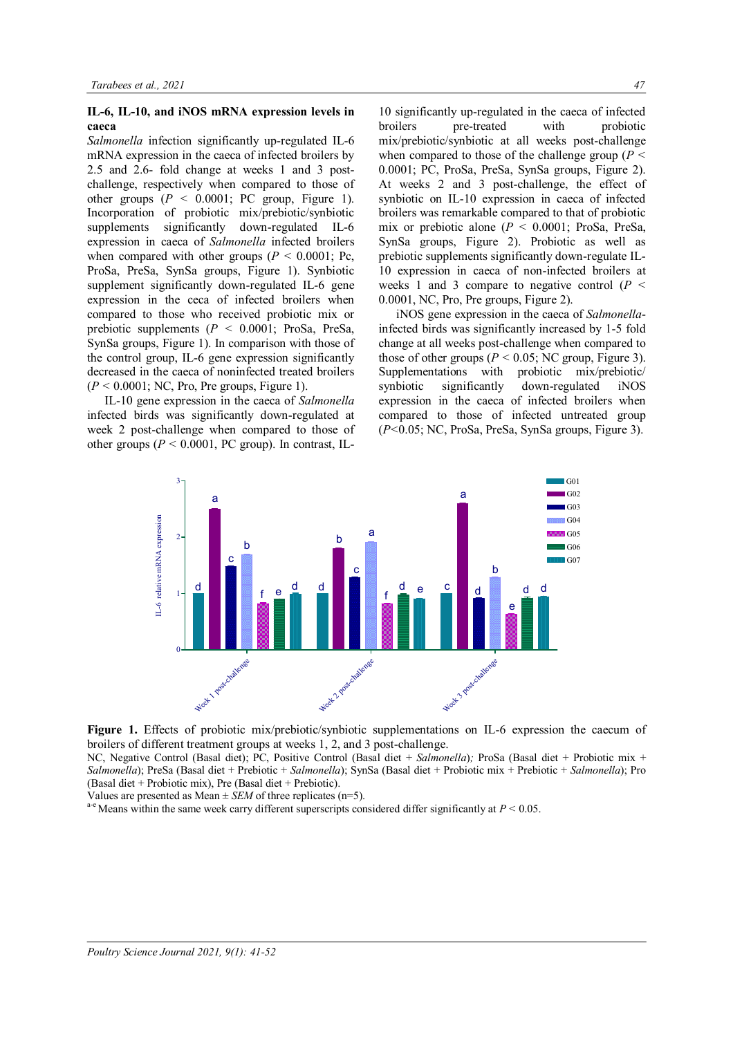### IL-6, IL-10, and iNOS mRNA expression levels in caeca

*Salmonella* infection significantly up-regulated IL-6 mRNA expression in the caeca of infected broilers by 2.5 and 2.6- fold change at weeks 1 and 3 post-challenge, respectively when compared to those of other groups ($P$ < 0.0001; PC group, Figure 1). Incorporation of probiotic mix/prebiotic/synbiotic supplements significantly down-regulated IL-6 expression in caeca of *Salmonella* infected broilers when compared with other groups ($P$ < 0.0001; Pc, ProSa, PreSa, SynSa groups, Figure 1). Synbiotic supplement significantly down-regulated IL-6 gene expression in the ceca of infected broilers when compared to those who received probiotic mix or prebiotic supplements ($P$ < 0.0001; ProSa, PreSa, SynSa groups, Figure 1). In comparison with those of the control group, IL-6 gene expression significantly decreased in the caeca of noninfected treated broilers ($P$ < 0.0001; NC, Pro, Pre groups, Figure 1).

IL-10 gene expression in the caeca of *Salmonella* infected birds was significantly down-regulated at week 2 post-challenge when compared to those of other groups ($P$ < 0.0001, PC group). In contrast, IL-10 significantly up-regulated in the caeca of infected broilers pre-treated with probiotic mix/prebiotic/synbiotic at all weeks post-challenge when compared to those of the challenge group ($P$ < 0.0001; PC, ProSa, PreSa, SynSa groups, Figure 2). At weeks 2 and 3 post-challenge, the effect of synbiotic on IL-10 expression in caeca of infected broilers was remarkable compared to that of probiotic mix or prebiotic alone ($P$ < 0.0001; ProSa, PreSa, SynSa groups, Figure 2). Probiotic as well as prebiotic supplements significantly down-regulate IL-10 expression in caeca of non-infected broilers at weeks 1 and 3 compare to negative control ($P$ < 0.0001, NC, Pro, Pre groups, Figure 2).

iNOS gene expression in the caeca of *Salmonella*-infected birds was significantly increased by 1-5 fold change at all weeks post-challenge when compared to those of other groups ($P$ < 0.05; NC group, Figure 3). Supplementations with probiotic mix/prebiotic/synbiotic significantly down-regulated iNOS expression in the caeca of infected broilers when compared to those of infected untreated group ($P$<0.05; NC, ProSa, PreSa, SynSa groups, Figure 3).

**Figure 1.** Effects of probiotic mix/prebiotic/synbiotic supplementations on IL-6 expression the caecum of broilers of different treatment groups at weeks 1, 2, and 3 post-challenge.
NC, Negative Control (Basal diet); PC, Positive Control (Basal diet + *Salmonella*); ProSa (Basal diet + Probiotic mix + *Salmonella*); PreSa (Basal diet + Prebiotic + *Salmonella*); SynSa (Basal diet + Probiotic mix + Prebiotic + *Salmonella*); Pro (Basal diet + Probiotic mix), Pre (Basal diet + Prebiotic).
Values are presented as Mean ± *SEM* of three replicates (n=5).
[a-e] Means within the same week carry different superscripts considered differ significantly at $P$ < 0.05.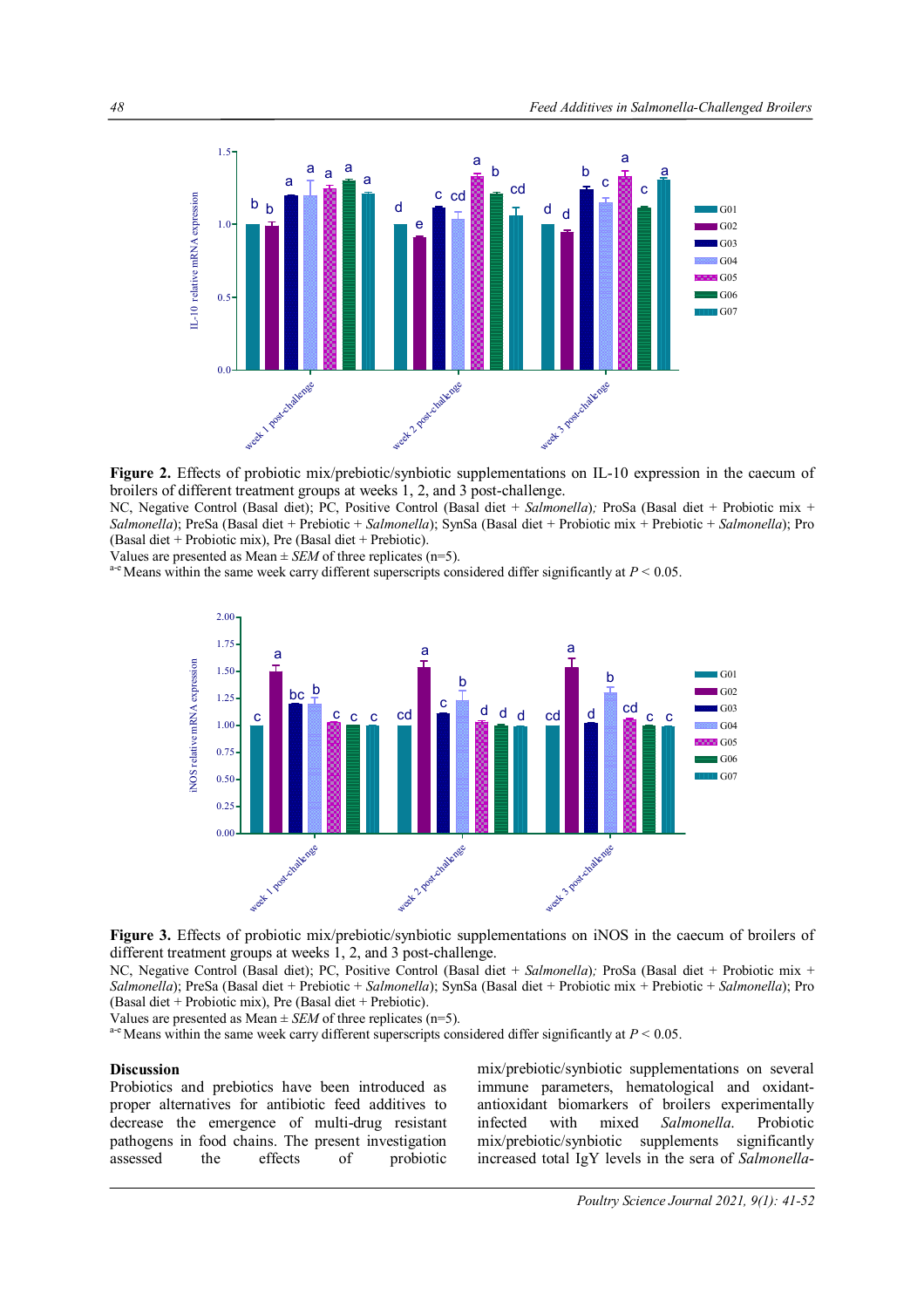**Figure 2.** Effects of probiotic mix/prebiotic/synbiotic supplementations on IL-10 expression in the caecum of broilers of different treatment groups at weeks 1, 2, and 3 post-challenge.

NC, Negative Control (Basal diet); PC, Positive Control (Basal diet + *Salmonella*); ProSa (Basal diet + Probiotic mix + *Salmonella*); PreSa (Basal diet + Prebiotic + *Salmonella*); SynSa (Basal diet + Probiotic mix + Prebiotic + *Salmonella*); Pro (Basal diet + Probiotic mix), Pre (Basal diet + Prebiotic).

Values are presented as Mean ± *SEM* of three replicates (n=5).

[a-e] Means within the same week carry different superscripts considered differ significantly at $P < 0.05$.

**Figure 3.** Effects of probiotic mix/prebiotic/synbiotic supplementations on iNOS in the caecum of broilers of different treatment groups at weeks 1, 2, and 3 post-challenge.

NC, Negative Control (Basal diet); PC, Positive Control (Basal diet + *Salmonella*); ProSa (Basal diet + Probiotic mix + *Salmonella*); PreSa (Basal diet + Prebiotic + *Salmonella*); SynSa (Basal diet + Probiotic mix + Prebiotic + *Salmonella*); Pro (Basal diet + Probiotic mix), Pre (Basal diet + Prebiotic).

Values are presented as Mean ± *SEM* of three replicates (n=5).

[a-e] Means within the same week carry different superscripts considered differ significantly at $P < 0.05$.

## Discussion

Probiotics and prebiotics have been introduced as proper alternatives for antibiotic feed additives to decrease the emergence of multi-drug resistant pathogens in food chains. The present investigation assessed the effects of probiotic mix/prebiotic/synbiotic supplementations on several immune parameters, hematological and oxidant-antioxidant biomarkers of broilers experimentally infected with mixed *Salmonella*. Probiotic mix/prebiotic/synbiotic supplements significantly increased total IgY levels in the sera of *Salmonella*-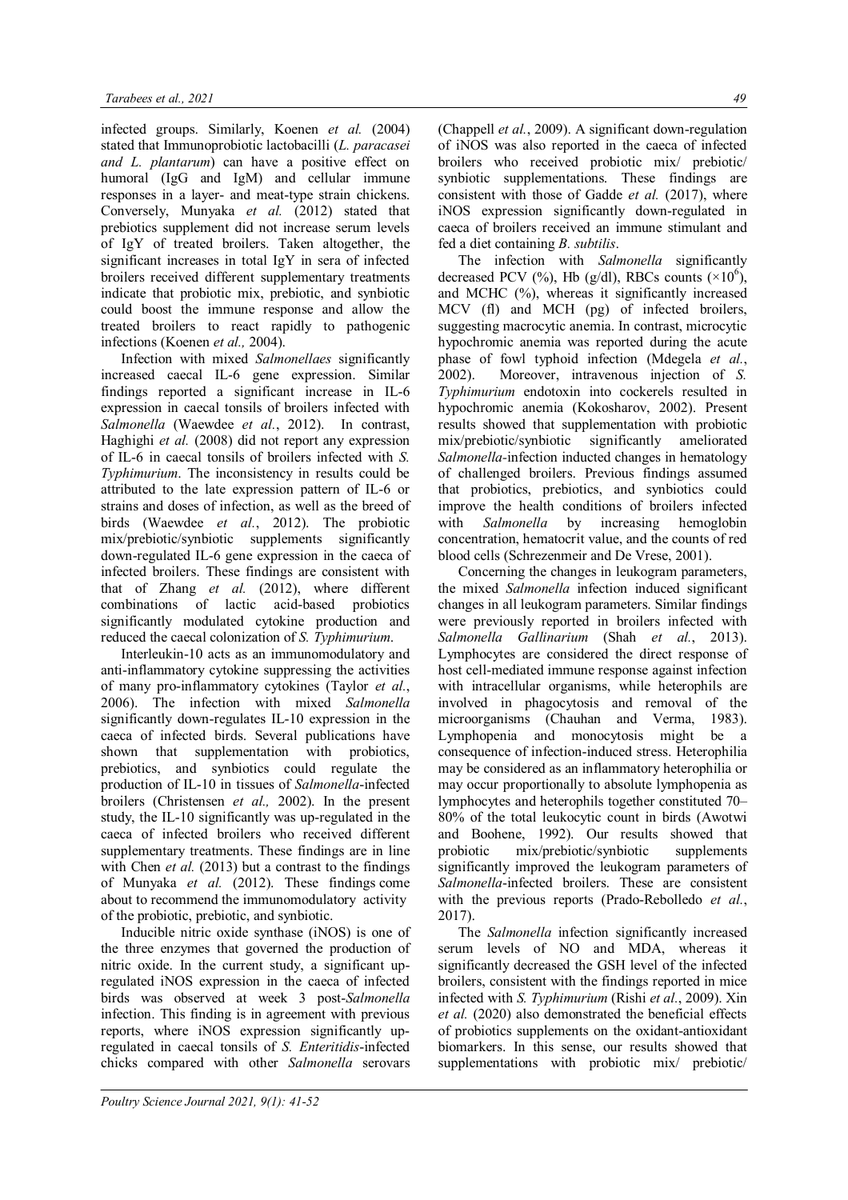infected groups. Similarly, Koenen *et al.* (2004) stated that Immunoprobiotic lactobacilli (*L. paracasei and L. plantarum*) can have a positive effect on humoral (IgG and IgM) and cellular immune responses in a layer- and meat-type strain chickens. Conversely, Munyaka *et al.* (2012) stated that prebiotics supplement did not increase serum levels of IgY of treated broilers. Taken altogether, the significant increases in total IgY in sera of infected broilers received different supplementary treatments indicate that probiotic mix, prebiotic, and synbiotic could boost the immune response and allow the treated broilers to react rapidly to pathogenic infections (Koenen *et al.,* 2004).

Infection with mixed *Salmonellae* significantly increased caecal IL-6 gene expression. Similar findings reported a significant increase in IL-6 expression in caecal tonsils of broilers infected with *Salmonella* (Waewdee *et al.*, 2012). In contrast, Haghighi *et al.* (2008) did not report any expression of IL-6 in caecal tonsils of broilers infected with *S. Typhimurium*. The inconsistency in results could be attributed to the late expression pattern of IL-6 or strains and doses of infection, as well as the breed of birds (Waewdee *et al.*, 2012). The probiotic mix/prebiotic/synbiotic supplements significantly down-regulated IL-6 gene expression in the caeca of infected broilers. These findings are consistent with that of Zhang *et al.* (2012), where different combinations of lactic acid-based probiotics significantly modulated cytokine production and reduced the caecal colonization of *S. Typhimurium*.

Interleukin-10 acts as an immunomodulatory and anti-inflammatory cytokine suppressing the activities of many pro-inflammatory cytokines (Taylor *et al.*, 2006). The infection with mixed *Salmonella* significantly down-regulates IL-10 expression in the caeca of infected birds. Several publications have shown that supplementation with probiotics, prebiotics, and synbiotics could regulate the production of IL-10 in tissues of *Salmonella*-infected broilers (Christensen *et al.,* 2002). In the present study, the IL-10 significantly was up-regulated in the caeca of infected broilers who received different supplementary treatments. These findings are in line with Chen *et al.* (2013) but a contrast to the findings of Munyaka *et al.* (2012). These findings come about to recommend the immunomodulatory activity of the probiotic, prebiotic, and synbiotic.

Inducible nitric oxide synthase (iNOS) is one of the three enzymes that governed the production of nitric oxide. In the current study, a significant up-regulated iNOS expression in the caeca of infected birds was observed at week 3 post-*Salmonella* infection. This finding is in agreement with previous reports, where iNOS expression significantly up-regulated in caecal tonsils of *S. Enteritidis*-infected chicks compared with other *Salmonella* serovars (Chappell *et al.*, 2009). A significant down-regulation of iNOS was also reported in the caeca of infected broilers who received probiotic mix/ prebiotic/ synbiotic supplementations. These findings are consistent with those of Gadde *et al.* (2017), where iNOS expression significantly down-regulated in caeca of broilers received an immune stimulant and fed a diet containing *B. subtilis*.

The infection with *Salmonella* significantly decreased PCV (%), Hb (g/dl), RBCs counts ($\times 10^6$), and MCHC (%), whereas it significantly increased MCV (fl) and MCH (pg) of infected broilers, suggesting macrocytic anemia. In contrast, microcytic hypochromic anemia was reported during the acute phase of fowl typhoid infection (Mdegela *et al.*, 2002). Moreover, intravenous injection of *S. Typhimurium* endotoxin into cockerels resulted in hypochromic anemia (Kokosharov, 2002). Present results showed that supplementation with probiotic mix/prebiotic/synbiotic significantly ameliorated *Salmonella*-infection inducted changes in hematology of challenged broilers. Previous findings assumed that probiotics, prebiotics, and synbiotics could improve the health conditions of broilers infected with *Salmonella* by increasing hemoglobin concentration, hematocrit value, and the counts of red blood cells (Schrezenmeir and De Vrese, 2001).

Concerning the changes in leukogram parameters, the mixed *Salmonella* infection induced significant changes in all leukogram parameters. Similar findings were previously reported in broilers infected with *Salmonella Gallinarium* (Shah *et al.*, 2013). Lymphocytes are considered the direct response of host cell-mediated immune response against infection with intracellular organisms, while heterophils are involved in phagocytosis and removal of the microorganisms (Chauhan and Verma, 1983). Lymphopenia and monocytosis might be a consequence of infection-induced stress. Heterophilia may be considered as an inflammatory heterophilia or may occur proportionally to absolute lymphopenia as lymphocytes and heterophils together constituted 70–80% of the total leukocytic count in birds (Awotwi and Boohene, 1992). Our results showed that probiotic mix/prebiotic/synbiotic supplements significantly improved the leukogram parameters of *Salmonella*-infected broilers. These are consistent with the previous reports (Prado-Rebolledo *et al.*, 2017).

The *Salmonella* infection significantly increased serum levels of NO and MDA, whereas it significantly decreased the GSH level of the infected broilers, consistent with the findings reported in mice infected with *S. Typhimurium* (Rishi *et al.*, 2009). Xin *et al.* (2020) also demonstrated the beneficial effects of probiotics supplements on the oxidant-antioxidant biomarkers. In this sense, our results showed that supplementations with probiotic mix/ prebiotic/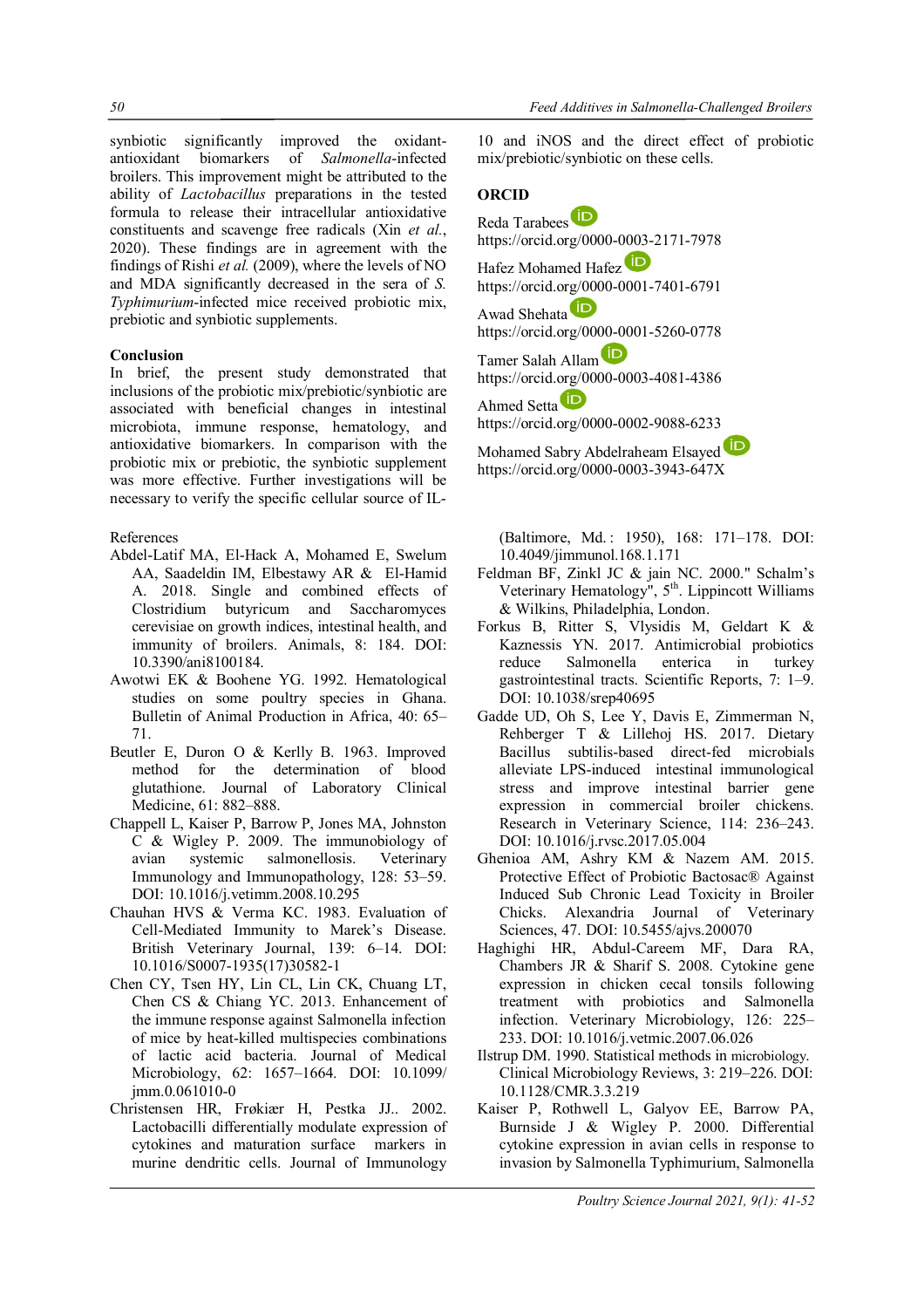synbiotic significantly improved the oxidant-antioxidant biomarkers of *Salmonella*-infected broilers. This improvement might be attributed to the ability of *Lactobacillus* preparations in the tested formula to release their intracellular antioxidative constituents and scavenge free radicals (Xin *et al.*, 2020). These findings are in agreement with the findings of Rishi *et al.* (2009), where the levels of NO and MDA significantly decreased in the sera of *S. Typhimurium*-infected mice received probiotic mix, prebiotic and synbiotic supplements.

## Conclusion

In brief, the present study demonstrated that inclusions of the probiotic mix/prebiotic/synbiotic are associated with beneficial changes in intestinal microbiota, immune response, hematology, and antioxidative biomarkers. In comparison with the probiotic mix or prebiotic, the synbiotic supplement was more effective. Further investigations will be necessary to verify the specific cellular source of IL-10 and iNOS and the direct effect of probiotic mix/prebiotic/synbiotic on these cells.

## ORCID

Reda Tarabees
https://orcid.org/0000-0003-2171-7978

Hafez Mohamed Hafez
https://orcid.org/0000-0001-7401-6791

Awad Shehata
https://orcid.org/0000-0001-5260-0778

Tamer Salah Allam
https://orcid.org/0000-0003-4081-4386

Ahmed Setta
https://orcid.org/0000-0002-9088-6233

Mohamed Sabry Abdelraheam Elsayed
https://orcid.org/0000-0003-3943-647X

## References

Abdel-Latif MA, El-Hack A, Mohamed E, Swelum AA, Saadeldin IM, Elbestawy AR & El-Hamid A. 2018. Single and combined effects of Clostridium butyricum and Saccharomyces cerevisiae on growth indices, intestinal health, and immunity of broilers. Animals, 8: 184. DOI: 10.3390/ani8100184.

Awotwi EK & Boohene YG. 1992. Hematological studies on some poultry species in Ghana. Bulletin of Animal Production in Africa, 40: 65–71.

Beutler E, Duron O & Kerlly B. 1963. Improved method for the determination of blood glutathione. Journal of Laboratory Clinical Medicine, 61: 882–888.

Chappell L, Kaiser P, Barrow P, Jones MA, Johnston C & Wigley P. 2009. The immunobiology of avian systemic salmonellosis. Veterinary Immunology and Immunopathology, 128: 53–59. DOI: 10.1016/j.vetimm.2008.10.295

Chauhan HVS & Verma KC. 1983. Evaluation of Cell-Mediated Immunity to Marek's Disease. British Veterinary Journal, 139: 6–14. DOI: 10.1016/S0007-1935(17)30582-1

Chen CY, Tsen HY, Lin CL, Lin CK, Chuang LT, Chen CS & Chiang YC. 2013. Enhancement of the immune response against Salmonella infection of mice by heat-killed multispecies combinations of lactic acid bacteria. Journal of Medical Microbiology, 62: 1657–1664. DOI: 10.1099/jmm.0.061010-0

Christensen HR, Frøkiær H, Pestka JJ.. 2002. Lactobacilli differentially modulate expression of cytokines and maturation surface markers in murine dendritic cells. Journal of Immunology (Baltimore, Md. : 1950), 168: 171–178. DOI: 10.4049/jimmunol.168.1.171

Feldman BF, Zinkl JC & jain NC. 2000." Schalm's Veterinary Hematology", 5th. Lippincott Williams & Wilkins, Philadelphia, London.

Forkus B, Ritter S, Vlysidis M, Geldart K & Kaznessis YN. 2017. Antimicrobial probiotics reduce Salmonella enterica in turkey gastrointestinal tracts. Scientific Reports, 7: 1–9. DOI: 10.1038/srep40695

Gadde UD, Oh S, Lee Y, Davis E, Zimmerman N, Rehberger T & Lillehoj HS. 2017. Dietary Bacillus subtilis-based direct-fed microbials alleviate LPS-induced intestinal immunological stress and improve intestinal barrier gene expression in commercial broiler chickens. Research in Veterinary Science, 114: 236–243. DOI: 10.1016/j.rvsc.2017.05.004

Ghenioa AM, Ashry KM & Nazem AM. 2015. Protective Effect of Probiotic Bactosac® Against Induced Sub Chronic Lead Toxicity in Broiler Chicks. Alexandria Journal of Veterinary Sciences, 47. DOI: 10.5455/ajvs.200070

Haghighi HR, Abdul-Careem MF, Dara RA, Chambers JR & Sharif S. 2008. Cytokine gene expression in chicken cecal tonsils following treatment with probiotics and Salmonella infection. Veterinary Microbiology, 126: 225–233. DOI: 10.1016/j.vetmic.2007.06.026

Ilstrup DM. 1990. Statistical methods in microbiology. Clinical Microbiology Reviews, 3: 219–226. DOI: 10.1128/CMR.3.3.219

Kaiser P, Rothwell L, Galyov EE, Barrow PA, Burnside J & Wigley P. 2000. Differential cytokine expression in avian cells in response to invasion by Salmonella Typhimurium, Salmonella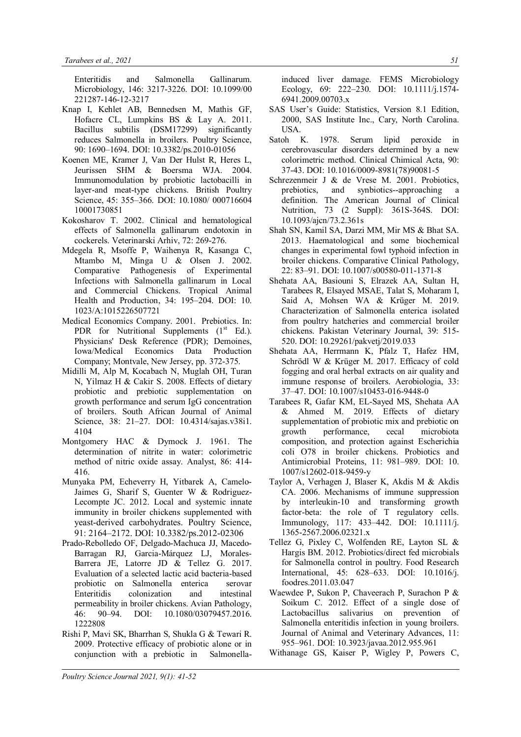Enteritidis and Salmonella Gallinarum. Microbiology, 146: 3217-3226. DOI: 10.1099/00 221287-146-12-3217

Knap I, Kehlet AB, Bennedsen M, Mathis GF, Hofacre CL, Lumpkins BS & Lay A. 2011. Bacillus subtilis (DSM17299) significantly reduces Salmonella in broilers. Poultry Science, 90: 1690–1694. DOI: 10.3382/ps.2010-01056

Koenen ME, Kramer J, Van Der Hulst R, Heres L, Jeurissen SHM & Boersma WJA. 2004. Immunomodulation by probiotic lactobacilli in layer-and meat-type chickens. British Poultry Science, 45: 355–366. DOI: 10.1080/ 000716604 10001730851

Kokosharov T. 2002. Clinical and hematological effects of Salmonella gallinarum endotoxin in cockerels. Veterinarski Arhiv, 72: 269-276.

Mdegela R, Msoffe P, Waihenya R, Kasanga C, Mtambo M, Minga U & Olsen J. 2002. Comparative Pathogenesis of Experimental Infections with Salmonella gallinarum in Local and Commercial Chickens. Tropical Animal Health and Production, 34: 195–204. DOI: 10. 1023/A:1015226507721

Medical Economics Company. 2001. Prebiotics. In: PDR for Nutritional Supplements (1st Ed.). Physicians' Desk Reference (PDR); Demoines, Iowa/Medical Economics Data Production Company; Montvale, New Jersey, pp. 372-375.

Midilli M, Alp M, Kocabach N, Muglah OH, Turan N, Yilmaz H & Cakir S. 2008. Effects of dietary probiotic and prebiotic supplementation on growth performance and serum IgG concentration of broilers. South African Journal of Animal Science, 38: 21–27. DOI: 10.4314/sajas.v38i1. 4104

Montgomery HAC & Dymock J. 1961. The determination of nitrite in water: colorimetric method of nitric oxide assay. Analyst, 86: 414-416.

Munyaka PM, Echeverry H, Yitbarek A, Camelo-Jaimes G, Sharif S, Guenter W & Rodriguez-Lecompte JC. 2012. Local and systemic innate immunity in broiler chickens supplemented with yeast-derived carbohydrates. Poultry Science, 91: 2164–2172. DOI: 10.3382/ps.2012-02306

Prado-Rebolledo OF, Delgado-Machuca JJ, Macedo-Barragan RJ, Garcia-Márquez LJ, Morales-Barrera JE, Latorre JD & Tellez G. 2017. Evaluation of a selected lactic acid bacteria-based probiotic on Salmonella enterica serovar Enteritidis colonization and intestinal permeability in broiler chickens. Avian Pathology, 46: 90–94. DOI: 10.1080/03079457.2016. 1222808

Rishi P, Mavi SK, Bharrhan S, Shukla G & Tewari R. 2009. Protective efficacy of probiotic alone or in conjunction with a prebiotic in Salmonella-induced liver damage. FEMS Microbiology Ecology, 69: 222–230. DOI: 10.1111/j.1574-6941.2009.00703.x

SAS User's Guide: Statistics, Version 8.1 Edition, 2000, SAS Institute Inc., Cary, North Carolina. USA.

Satoh K. 1978. Serum lipid peroxide in cerebrovascular disorders determined by a new colorimetric method. Clinical Chimical Acta, 90: 37-43. DOI: 10.1016/0009-8981(78)90081-5

Schrezenmeir J & de Vrese M. 2001. Probiotics, prebiotics, and synbiotics--approaching a definition. The American Journal of Clinical Nutrition, 73 (2 Suppl): 361S-364S. DOI: 10.1093/ajcn/73.2.361s

Shah SN, Kamil SA, Darzi MM, Mir MS & Bhat SA. 2013. Haematological and some biochemical changes in experimental fowl typhoid infection in broiler chickens. Comparative Clinical Pathology, 22: 83–91. DOI: 10.1007/s00580-011-1371-8

Shehata AA, Basiouni S, Elrazek AA, Sultan H, Tarabees R, Elsayed MSAE, Talat S, Moharam I, Said A, Mohsen WA & Krüger M. 2019. Characterization of Salmonella enterica isolated from poultry hatcheries and commercial broiler chickens. Pakistan Veterinary Journal, 39: 515-520. DOI: 10.29261/pakvetj/2019.033

Shehata AA, Herrmann K, Pfalz T, Hafez HM, Schrödl W & Krüger M. 2017. Efficacy of cold fogging and oral herbal extracts on air quality and immune response of broilers. Aerobiologia, 33: 37–47. DOI: 10.1007/s10453-016-9448-0

Tarabees R, Gafar KM, EL-Sayed MS, Shehata AA & Ahmed M. 2019. Effects of dietary supplementation of probiotic mix and prebiotic on growth performance, cecal microbiota composition, and protection against Escherichia coli O78 in broiler chickens. Probiotics and Antimicrobial Proteins, 11: 981–989. DOI: 10. 1007/s12602-018-9459-y

Taylor A, Verhagen J, Blaser K, Akdis M & Akdis CA. 2006. Mechanisms of immune suppression by interleukin-10 and transforming growth factor-beta: the role of T regulatory cells. Immunology, 117: 433–442. DOI: 10.1111/j. 1365-2567.2006.02321.x

Tellez G, Pixley C, Wolfenden RE, Layton SL & Hargis BM. 2012. Probiotics/direct fed microbials for Salmonella control in poultry. Food Research International, 45: 628–633. DOI: 10.1016/j. foodres.2011.03.047

Waewdee P, Sukon P, Chaveerach P, Surachon P & Soikum C. 2012. Effect of a single dose of Lactobacillus salivarius on prevention of Salmonella enteritidis infection in young broilers. Journal of Animal and Veterinary Advances, 11: 955–961. DOI: 10.3923/javaa.2012.955.961

Withanage GS, Kaiser P, Wigley P, Powers C,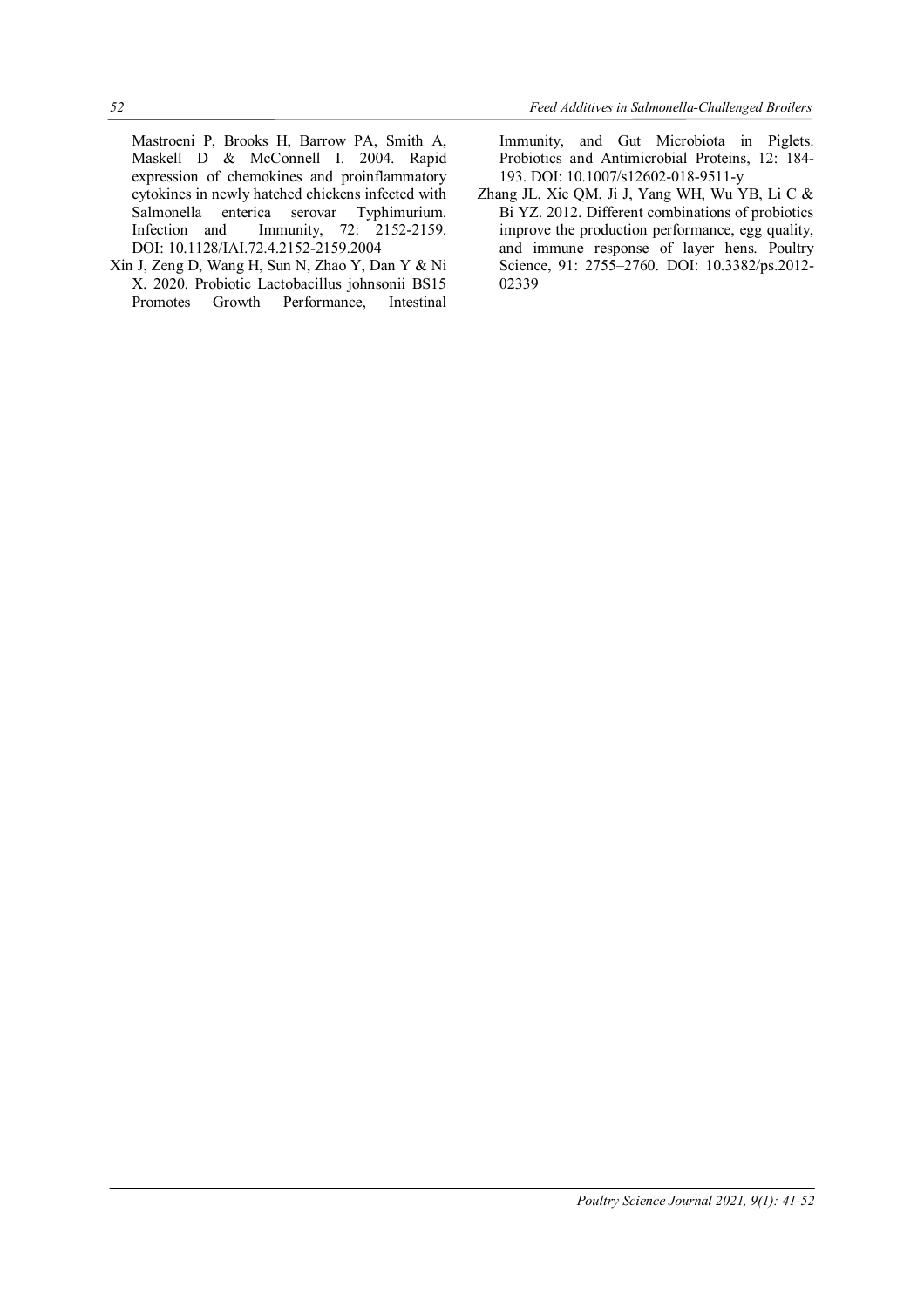Mastroeni P, Brooks H, Barrow PA, Smith A, Maskell D & McConnell I. 2004. Rapid expression of chemokines and proinflammatory cytokines in newly hatched chickens infected with Salmonella enterica serovar Typhimurium. Infection and Immunity, 72: 2152-2159. DOI: 10.1128/IAI.72.4.2152-2159.2004

Xin J, Zeng D, Wang H, Sun N, Zhao Y, Dan Y & Ni X. 2020. Probiotic Lactobacillus johnsonii BS15 Promotes Growth Performance, Intestinal Immunity, and Gut Microbiota in Piglets. Probiotics and Antimicrobial Proteins, 12: 184-193. DOI: 10.1007/s12602-018-9511-y

Zhang JL, Xie QM, Ji J, Yang WH, Wu YB, Li C & Bi YZ. 2012. Different combinations of probiotics improve the production performance, egg quality, and immune response of layer hens. Poultry Science, 91: 2755–2760. DOI: 10.3382/ps.2012-02339